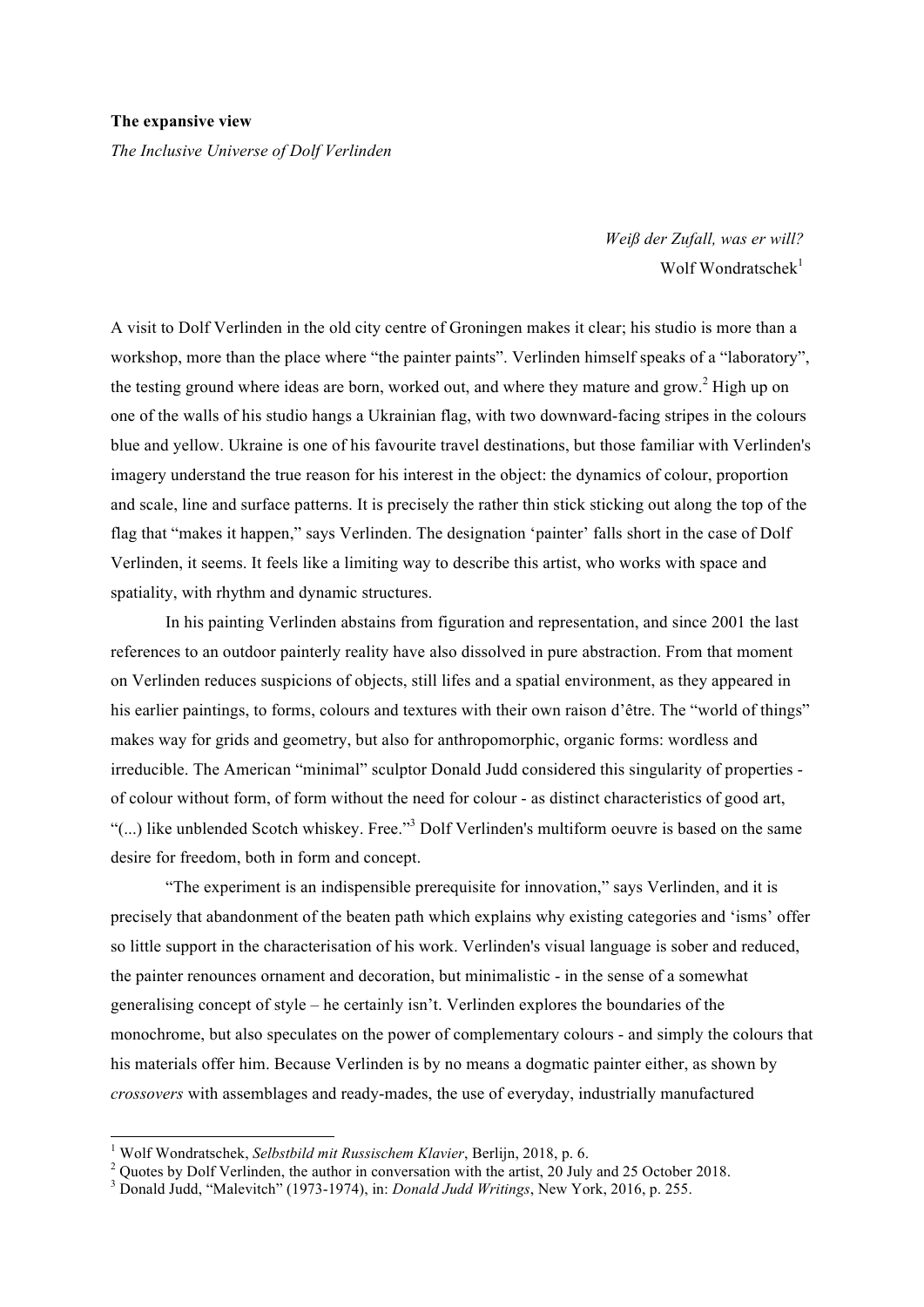**The expansive view**

*The Inclusive Universe of Dolf Verlinden*

> *Weiß der Zufall, was er will?*
> Wolf Wondratschek[1]

A visit to Dolf Verlinden in the old city centre of Groningen makes it clear; his studio is more than a workshop, more than the place where "the painter paints". Verlinden himself speaks of a "laboratory", the testing ground where ideas are born, worked out, and where they mature and grow.[2] High up on one of the walls of his studio hangs a Ukrainian flag, with two downward-facing stripes in the colours blue and yellow. Ukraine is one of his favourite travel destinations, but those familiar with Verlinden's imagery understand the true reason for his interest in the object: the dynamics of colour, proportion and scale, line and surface patterns. It is precisely the rather thin stick sticking out along the top of the flag that "makes it happen," says Verlinden. The designation 'painter' falls short in the case of Dolf Verlinden, it seems. It feels like a limiting way to describe this artist, who works with space and spatiality, with rhythm and dynamic structures.

In his painting Verlinden abstains from figuration and representation, and since 2001 the last references to an outdoor painterly reality have also dissolved in pure abstraction. From that moment on Verlinden reduces suspicions of objects, still lifes and a spatial environment, as they appeared in his earlier paintings, to forms, colours and textures with their own raison d'être. The "world of things" makes way for grids and geometry, but also for anthropomorphic, organic forms: wordless and irreducible. The American "minimal" sculptor Donald Judd considered this singularity of properties - of colour without form, of form without the need for colour - as distinct characteristics of good art, "(...) like unblended Scotch whiskey. Free."[3] Dolf Verlinden's multiform oeuvre is based on the same desire for freedom, both in form and concept.

"The experiment is an indispensible prerequisite for innovation," says Verlinden, and it is precisely that abandonment of the beaten path which explains why existing categories and 'isms' offer so little support in the characterisation of his work. Verlinden's visual language is sober and reduced, the painter renounces ornament and decoration, but minimalistic - in the sense of a somewhat generalising concept of style – he certainly isn't. Verlinden explores the boundaries of the monochrome, but also speculates on the power of complementary colours - and simply the colours that his materials offer him. Because Verlinden is by no means a dogmatic painter either, as shown by *crossovers* with assemblages and ready-mades, the use of everyday, industrially manufactured

---

[1] Wolf Wondratschek, *Selbstbild mit Russischem Klavier*, Berlijn, 2018, p. 6.

[2] Quotes by Dolf Verlinden, the author in conversation with the artist, 20 July and 25 October 2018.

[3] Donald Judd, "Malevitch" (1973-1974), in: *Donald Judd Writings*, New York, 2016, p. 255.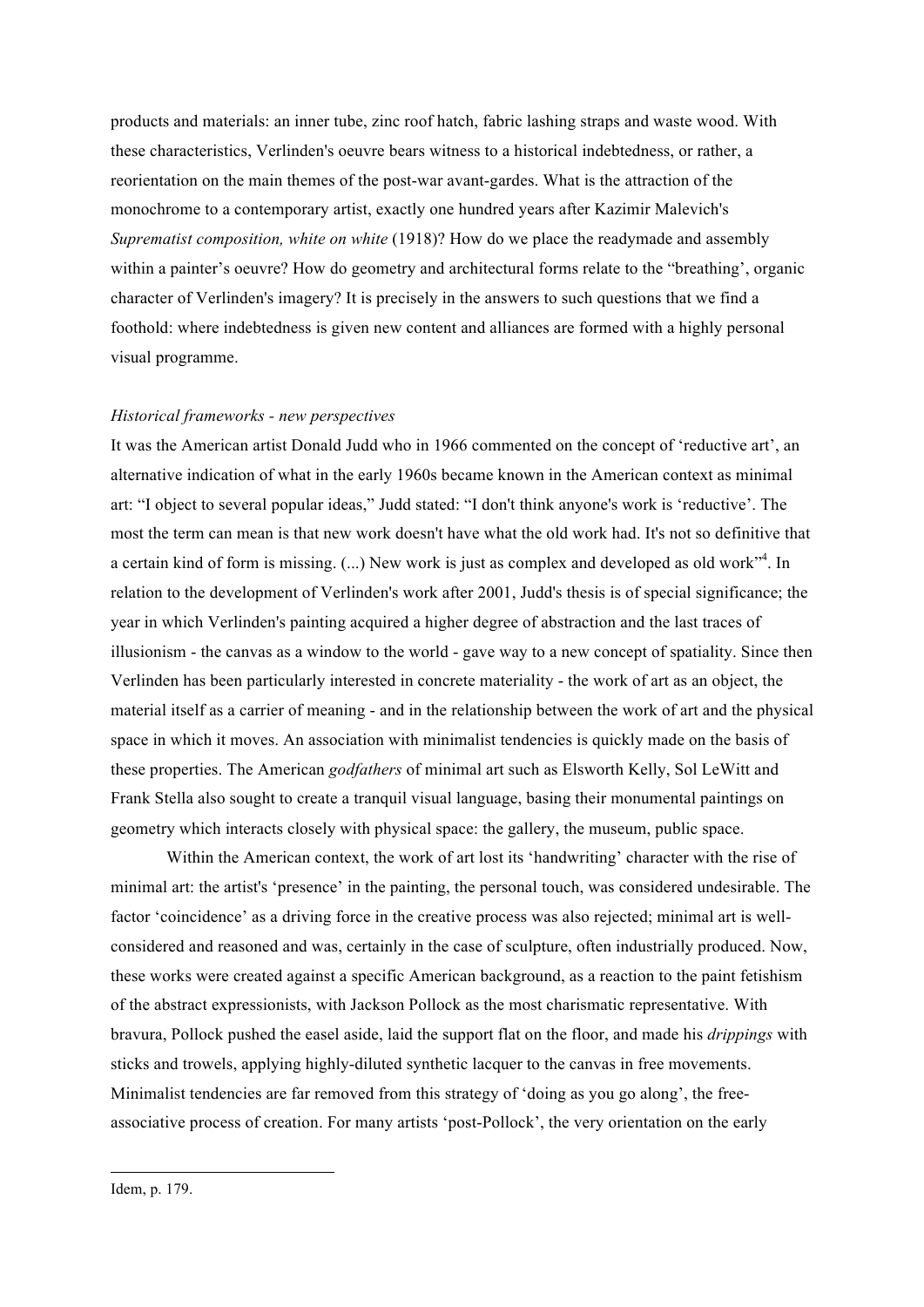products and materials: an inner tube, zinc roof hatch, fabric lashing straps and waste wood. With these characteristics, Verlinden's oeuvre bears witness to a historical indebtedness, or rather, a reorientation on the main themes of the post-war avant-gardes. What is the attraction of the monochrome to a contemporary artist, exactly one hundred years after Kazimir Malevich's *Suprematist composition, white on white* (1918)? How do we place the readymade and assembly within a painter's oeuvre? How do geometry and architectural forms relate to the "breathing', organic character of Verlinden's imagery? It is precisely in the answers to such questions that we find a foothold: where indebtedness is given new content and alliances are formed with a highly personal visual programme.

*Historical frameworks - new perspectives*

It was the American artist Donald Judd who in 1966 commented on the concept of 'reductive art', an alternative indication of what in the early 1960s became known in the American context as minimal art: "I object to several popular ideas," Judd stated: "I don't think anyone's work is 'reductive'. The most the term can mean is that new work doesn't have what the old work had. It's not so definitive that a certain kind of form is missing. (...) New work is just as complex and developed as old work"[4]. In relation to the development of Verlinden's work after 2001, Judd's thesis is of special significance; the year in which Verlinden's painting acquired a higher degree of abstraction and the last traces of illusionism - the canvas as a window to the world - gave way to a new concept of spatiality. Since then Verlinden has been particularly interested in concrete materiality - the work of art as an object, the material itself as a carrier of meaning - and in the relationship between the work of art and the physical space in which it moves. An association with minimalist tendencies is quickly made on the basis of these properties. The American *godfathers* of minimal art such as Elsworth Kelly, Sol LeWitt and Frank Stella also sought to create a tranquil visual language, basing their monumental paintings on geometry which interacts closely with physical space: the gallery, the museum, public space.

Within the American context, the work of art lost its 'handwriting' character with the rise of minimal art: the artist's 'presence' in the painting, the personal touch, was considered undesirable. The factor 'coincidence' as a driving force in the creative process was also rejected; minimal art is well-considered and reasoned and was, certainly in the case of sculpture, often industrially produced. Now, these works were created against a specific American background, as a reaction to the paint fetishism of the abstract expressionists, with Jackson Pollock as the most charismatic representative. With bravura, Pollock pushed the easel aside, laid the support flat on the floor, and made his *drippings* with sticks and trowels, applying highly-diluted synthetic lacquer to the canvas in free movements. Minimalist tendencies are far removed from this strategy of 'doing as you go along', the free-associative process of creation. For many artists 'post-Pollock', the very orientation on the early

---

Idem, p. 179.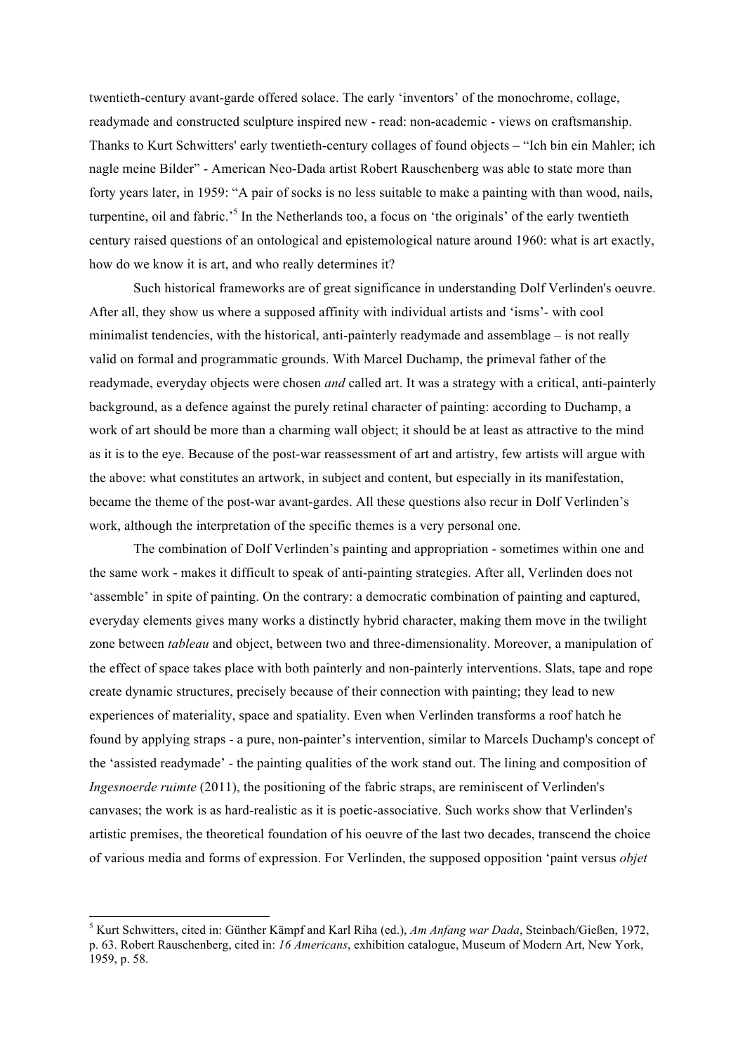twentieth-century avant-garde offered solace. The early 'inventors' of the monochrome, collage, readymade and constructed sculpture inspired new - read: non-academic - views on craftsmanship. Thanks to Kurt Schwitters' early twentieth-century collages of found objects – "Ich bin ein Mahler; ich nagle meine Bilder" - American Neo-Dada artist Robert Rauschenberg was able to state more than forty years later, in 1959: "A pair of socks is no less suitable to make a painting with than wood, nails, turpentine, oil and fabric.'[5] In the Netherlands too, a focus on 'the originals' of the early twentieth century raised questions of an ontological and epistemological nature around 1960: what is art exactly, how do we know it is art, and who really determines it?

Such historical frameworks are of great significance in understanding Dolf Verlinden's oeuvre. After all, they show us where a supposed affinity with individual artists and 'isms'- with cool minimalist tendencies, with the historical, anti-painterly readymade and assemblage – is not really valid on formal and programmatic grounds. With Marcel Duchamp, the primeval father of the readymade, everyday objects were chosen *and* called art. It was a strategy with a critical, anti-painterly background, as a defence against the purely retinal character of painting: according to Duchamp, a work of art should be more than a charming wall object; it should be at least as attractive to the mind as it is to the eye. Because of the post-war reassessment of art and artistry, few artists will argue with the above: what constitutes an artwork, in subject and content, but especially in its manifestation, became the theme of the post-war avant-gardes. All these questions also recur in Dolf Verlinden's work, although the interpretation of the specific themes is a very personal one.

The combination of Dolf Verlinden's painting and appropriation - sometimes within one and the same work - makes it difficult to speak of anti-painting strategies. After all, Verlinden does not 'assemble' in spite of painting. On the contrary: a democratic combination of painting and captured, everyday elements gives many works a distinctly hybrid character, making them move in the twilight zone between *tableau* and object, between two and three-dimensionality. Moreover, a manipulation of the effect of space takes place with both painterly and non-painterly interventions. Slats, tape and rope create dynamic structures, precisely because of their connection with painting; they lead to new experiences of materiality, space and spatiality. Even when Verlinden transforms a roof hatch he found by applying straps - a pure, non-painter's intervention, similar to Marcels Duchamp's concept of the 'assisted readymade' - the painting qualities of the work stand out. The lining and composition of *Ingesnoerde ruimte* (2011), the positioning of the fabric straps, are reminiscent of Verlinden's canvases; the work is as hard-realistic as it is poetic-associative. Such works show that Verlinden's artistic premises, the theoretical foundation of his oeuvre of the last two decades, transcend the choice of various media and forms of expression. For Verlinden, the supposed opposition 'paint versus *objet*

---

[5] Kurt Schwitters, cited in: Günther Kämpf and Karl Riha (ed.), *Am Anfang war Dada*, Steinbach/Gießen, 1972, p. 63. Robert Rauschenberg, cited in: *16 Americans*, exhibition catalogue, Museum of Modern Art, New York, 1959, p. 58.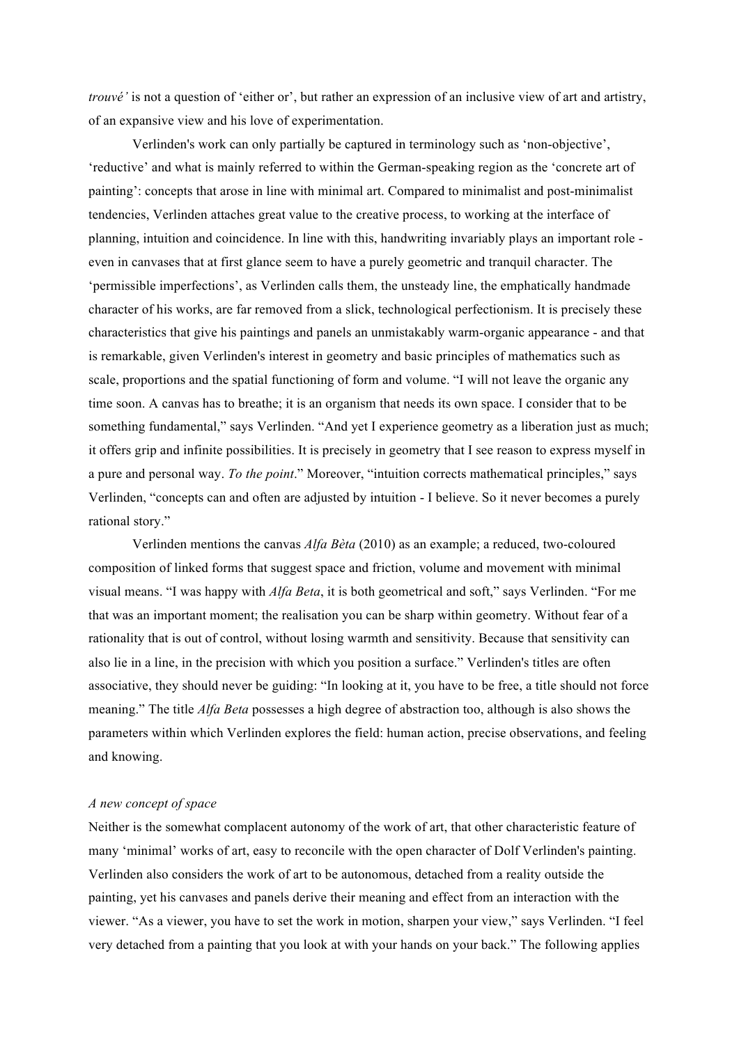*trouvé'* is not a question of 'either or', but rather an expression of an inclusive view of art and artistry, of an expansive view and his love of experimentation.

Verlinden's work can only partially be captured in terminology such as 'non-objective', 'reductive' and what is mainly referred to within the German-speaking region as the 'concrete art of painting': concepts that arose in line with minimal art. Compared to minimalist and post-minimalist tendencies, Verlinden attaches great value to the creative process, to working at the interface of planning, intuition and coincidence. In line with this, handwriting invariably plays an important role - even in canvases that at first glance seem to have a purely geometric and tranquil character. The 'permissible imperfections', as Verlinden calls them, the unsteady line, the emphatically handmade character of his works, are far removed from a slick, technological perfectionism. It is precisely these characteristics that give his paintings and panels an unmistakably warm-organic appearance - and that is remarkable, given Verlinden's interest in geometry and basic principles of mathematics such as scale, proportions and the spatial functioning of form and volume. "I will not leave the organic any time soon. A canvas has to breathe; it is an organism that needs its own space. I consider that to be something fundamental," says Verlinden. "And yet I experience geometry as a liberation just as much; it offers grip and infinite possibilities. It is precisely in geometry that I see reason to express myself in a pure and personal way. *To the point*." Moreover, "intuition corrects mathematical principles," says Verlinden, "concepts can and often are adjusted by intuition - I believe. So it never becomes a purely rational story."

Verlinden mentions the canvas *Alfa Bèta* (2010) as an example; a reduced, two-coloured composition of linked forms that suggest space and friction, volume and movement with minimal visual means. "I was happy with *Alfa Beta*, it is both geometrical and soft," says Verlinden. "For me that was an important moment; the realisation you can be sharp within geometry. Without fear of a rationality that is out of control, without losing warmth and sensitivity. Because that sensitivity can also lie in a line, in the precision with which you position a surface." Verlinden's titles are often associative, they should never be guiding: "In looking at it, you have to be free, a title should not force meaning." The title *Alfa Beta* possesses a high degree of abstraction too, although is also shows the parameters within which Verlinden explores the field: human action, precise observations, and feeling and knowing.

*A new concept of space*

Neither is the somewhat complacent autonomy of the work of art, that other characteristic feature of many 'minimal' works of art, easy to reconcile with the open character of Dolf Verlinden's painting. Verlinden also considers the work of art to be autonomous, detached from a reality outside the painting, yet his canvases and panels derive their meaning and effect from an interaction with the viewer. "As a viewer, you have to set the work in motion, sharpen your view," says Verlinden. "I feel very detached from a painting that you look at with your hands on your back." The following applies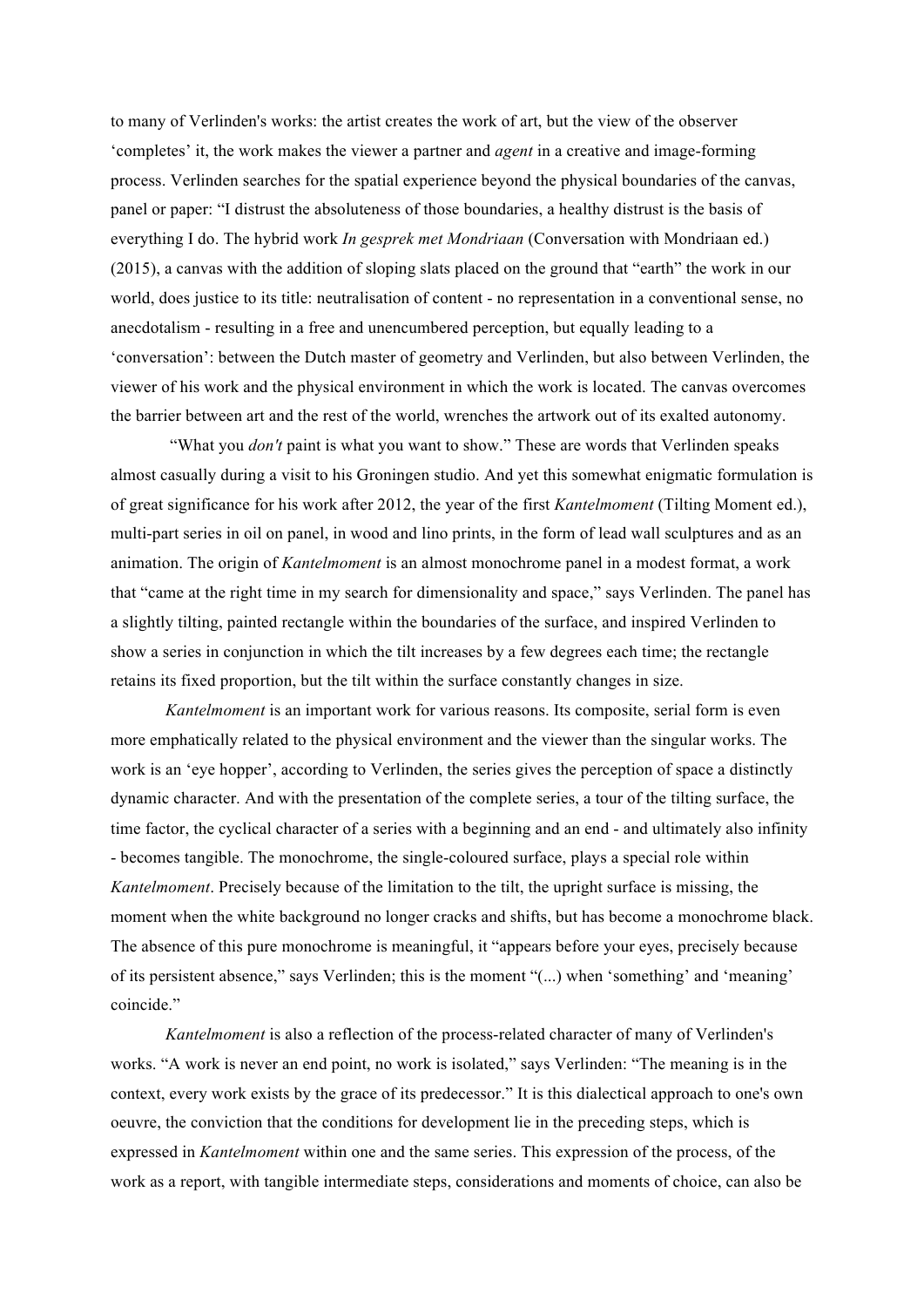to many of Verlinden's works: the artist creates the work of art, but the view of the observer 'completes' it, the work makes the viewer a partner and *agent* in a creative and image-forming process. Verlinden searches for the spatial experience beyond the physical boundaries of the canvas, panel or paper: "I distrust the absoluteness of those boundaries, a healthy distrust is the basis of everything I do. The hybrid work *In gesprek met Mondriaan* (Conversation with Mondriaan ed.) (2015), a canvas with the addition of sloping slats placed on the ground that "earth" the work in our world, does justice to its title: neutralisation of content - no representation in a conventional sense, no anecdotalism - resulting in a free and unencumbered perception, but equally leading to a 'conversation': between the Dutch master of geometry and Verlinden, but also between Verlinden, the viewer of his work and the physical environment in which the work is located. The canvas overcomes the barrier between art and the rest of the world, wrenches the artwork out of its exalted autonomy.

"What you *don't* paint is what you want to show." These are words that Verlinden speaks almost casually during a visit to his Groningen studio. And yet this somewhat enigmatic formulation is of great significance for his work after 2012, the year of the first *Kantelmoment* (Tilting Moment ed.), multi-part series in oil on panel, in wood and lino prints, in the form of lead wall sculptures and as an animation. The origin of *Kantelmoment* is an almost monochrome panel in a modest format, a work that "came at the right time in my search for dimensionality and space," says Verlinden. The panel has a slightly tilting, painted rectangle within the boundaries of the surface, and inspired Verlinden to show a series in conjunction in which the tilt increases by a few degrees each time; the rectangle retains its fixed proportion, but the tilt within the surface constantly changes in size.

*Kantelmoment* is an important work for various reasons. Its composite, serial form is even more emphatically related to the physical environment and the viewer than the singular works. The work is an 'eye hopper', according to Verlinden, the series gives the perception of space a distinctly dynamic character. And with the presentation of the complete series, a tour of the tilting surface, the time factor, the cyclical character of a series with a beginning and an end - and ultimately also infinity - becomes tangible. The monochrome, the single-coloured surface, plays a special role within *Kantelmoment*. Precisely because of the limitation to the tilt, the upright surface is missing, the moment when the white background no longer cracks and shifts, but has become a monochrome black. The absence of this pure monochrome is meaningful, it "appears before your eyes, precisely because of its persistent absence," says Verlinden; this is the moment "(...) when 'something' and 'meaning' coincide."

*Kantelmoment* is also a reflection of the process-related character of many of Verlinden's works. "A work is never an end point, no work is isolated," says Verlinden: "The meaning is in the context, every work exists by the grace of its predecessor." It is this dialectical approach to one's own oeuvre, the conviction that the conditions for development lie in the preceding steps, which is expressed in *Kantelmoment* within one and the same series. This expression of the process, of the work as a report, with tangible intermediate steps, considerations and moments of choice, can also be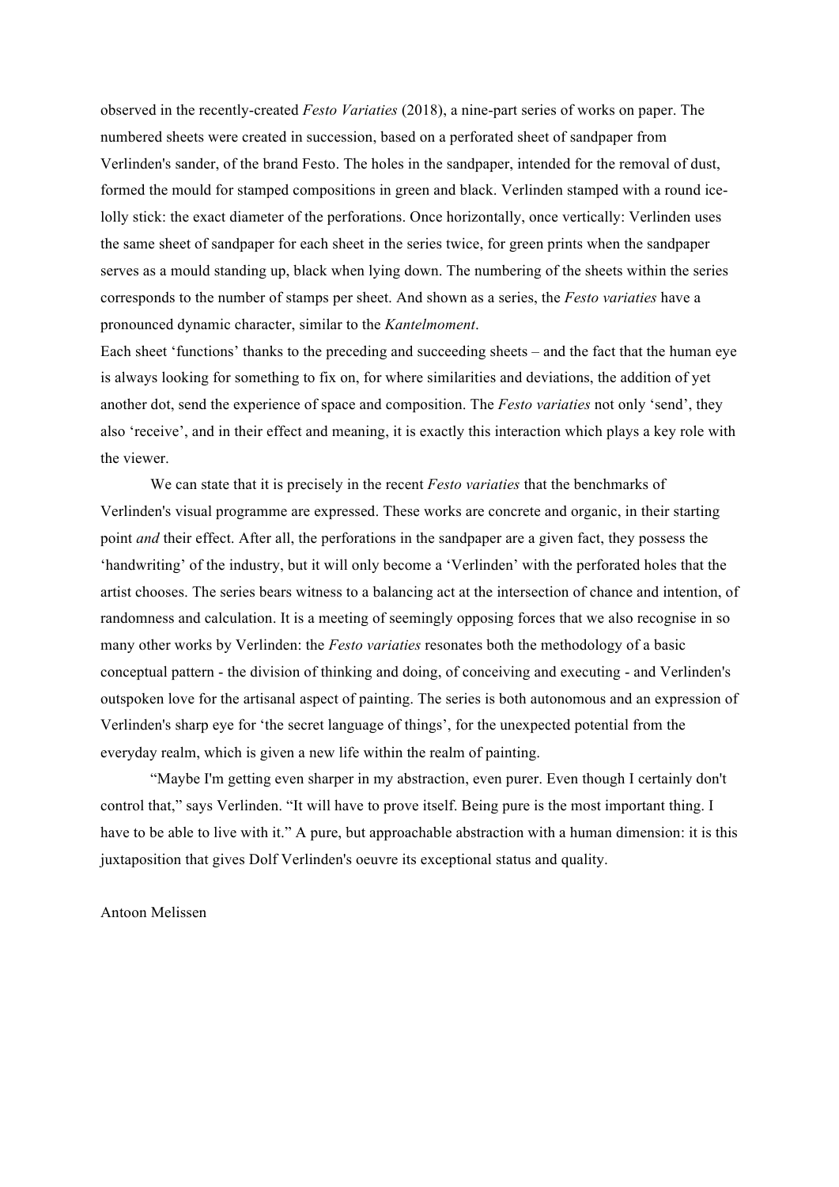observed in the recently-created *Festo Variaties* (2018), a nine-part series of works on paper. The numbered sheets were created in succession, based on a perforated sheet of sandpaper from Verlinden's sander, of the brand Festo. The holes in the sandpaper, intended for the removal of dust, formed the mould for stamped compositions in green and black. Verlinden stamped with a round ice-lolly stick: the exact diameter of the perforations. Once horizontally, once vertically: Verlinden uses the same sheet of sandpaper for each sheet in the series twice, for green prints when the sandpaper serves as a mould standing up, black when lying down. The numbering of the sheets within the series corresponds to the number of stamps per sheet. And shown as a series, the *Festo variaties* have a pronounced dynamic character, similar to the *Kantelmoment*.

Each sheet 'functions' thanks to the preceding and succeeding sheets – and the fact that the human eye is always looking for something to fix on, for where similarities and deviations, the addition of yet another dot, send the experience of space and composition. The *Festo variaties* not only 'send', they also 'receive', and in their effect and meaning, it is exactly this interaction which plays a key role with the viewer.

We can state that it is precisely in the recent *Festo variaties* that the benchmarks of Verlinden's visual programme are expressed. These works are concrete and organic, in their starting point *and* their effect. After all, the perforations in the sandpaper are a given fact, they possess the 'handwriting' of the industry, but it will only become a 'Verlinden' with the perforated holes that the artist chooses. The series bears witness to a balancing act at the intersection of chance and intention, of randomness and calculation. It is a meeting of seemingly opposing forces that we also recognise in so many other works by Verlinden: the *Festo variaties* resonates both the methodology of a basic conceptual pattern - the division of thinking and doing, of conceiving and executing - and Verlinden's outspoken love for the artisanal aspect of painting. The series is both autonomous and an expression of Verlinden's sharp eye for 'the secret language of things', for the unexpected potential from the everyday realm, which is given a new life within the realm of painting.

"Maybe I'm getting even sharper in my abstraction, even purer. Even though I certainly don't control that," says Verlinden. "It will have to prove itself. Being pure is the most important thing. I have to be able to live with it." A pure, but approachable abstraction with a human dimension: it is this juxtaposition that gives Dolf Verlinden's oeuvre its exceptional status and quality.

Antoon Melissen